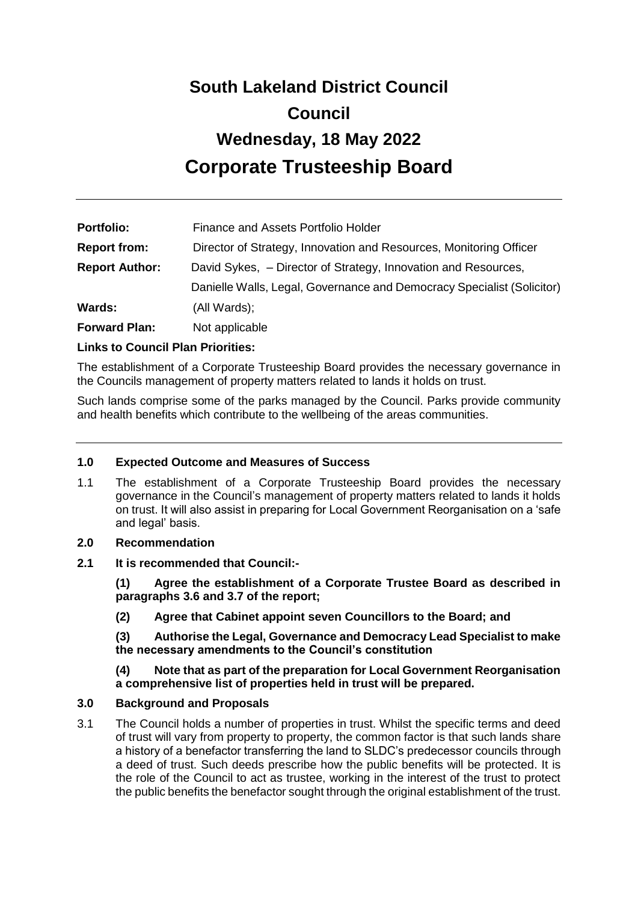# South Lakeland District Council

# Council

# Wednesday, 18 May 2022

# Corporate Trusteeship Board

---

| | |
|---|---|
| **Portfolio:** | Finance and Assets Portfolio Holder |
| **Report from:** | Director of Strategy, Innovation and Resources, Monitoring Officer |
| **Report Author:** | David Sykes, – Director of Strategy, Innovation and Resources, |
| | Danielle Walls, Legal, Governance and Democracy Specialist (Solicitor) |
| **Wards:** | (All Wards); |
| **Forward Plan:** | Not applicable |

**Links to Council Plan Priorities:**

The establishment of a Corporate Trusteeship Board provides the necessary governance in the Councils management of property matters related to lands it holds on trust.

Such lands comprise some of the parks managed by the Council. Parks provide community and health benefits which contribute to the wellbeing of the areas communities.

---

## 1.0 Expected Outcome and Measures of Success

1.1 The establishment of a Corporate Trusteeship Board provides the necessary governance in the Council's management of property matters related to lands it holds on trust. It will also assist in preparing for Local Government Reorganisation on a 'safe and legal' basis.

## 2.0 Recommendation

**2.1 It is recommended that Council:-**

**(1) Agree the establishment of a Corporate Trustee Board as described in paragraphs 3.6 and 3.7 of the report;**

**(2) Agree that Cabinet appoint seven Councillors to the Board; and**

**(3) Authorise the Legal, Governance and Democracy Lead Specialist to make the necessary amendments to the Council's constitution**

**(4) Note that as part of the preparation for Local Government Reorganisation a comprehensive list of properties held in trust will be prepared.**

## 3.0 Background and Proposals

3.1 The Council holds a number of properties in trust. Whilst the specific terms and deed of trust will vary from property to property, the common factor is that such lands share a history of a benefactor transferring the land to SLDC's predecessor councils through a deed of trust. Such deeds prescribe how the public benefits will be protected. It is the role of the Council to act as trustee, working in the interest of the trust to protect the public benefits the benefactor sought through the original establishment of the trust.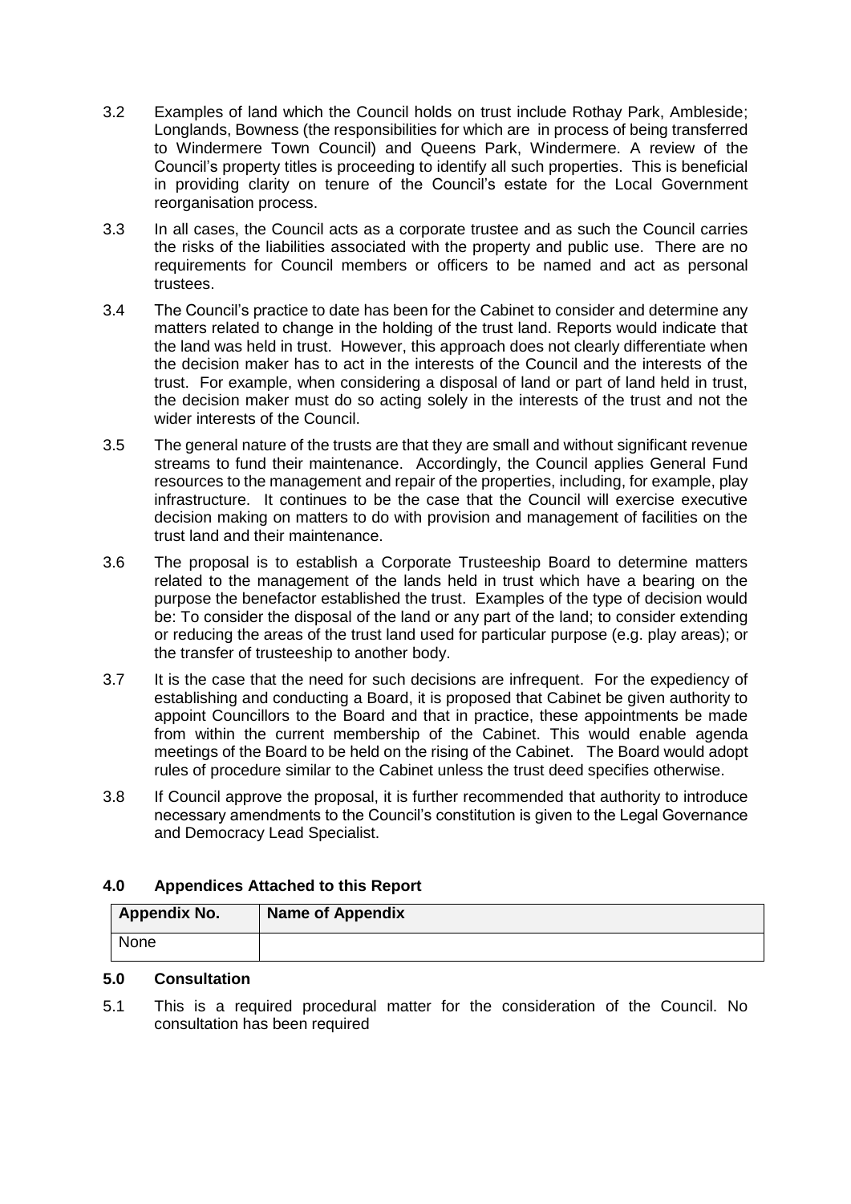3.2 Examples of land which the Council holds on trust include Rothay Park, Ambleside; Longlands, Bowness (the responsibilities for which are in process of being transferred to Windermere Town Council) and Queens Park, Windermere. A review of the Council's property titles is proceeding to identify all such properties. This is beneficial in providing clarity on tenure of the Council's estate for the Local Government reorganisation process.

3.3 In all cases, the Council acts as a corporate trustee and as such the Council carries the risks of the liabilities associated with the property and public use. There are no requirements for Council members or officers to be named and act as personal trustees.

3.4 The Council's practice to date has been for the Cabinet to consider and determine any matters related to change in the holding of the trust land. Reports would indicate that the land was held in trust. However, this approach does not clearly differentiate when the decision maker has to act in the interests of the Council and the interests of the trust. For example, when considering a disposal of land or part of land held in trust, the decision maker must do so acting solely in the interests of the trust and not the wider interests of the Council.

3.5 The general nature of the trusts are that they are small and without significant revenue streams to fund their maintenance. Accordingly, the Council applies General Fund resources to the management and repair of the properties, including, for example, play infrastructure. It continues to be the case that the Council will exercise executive decision making on matters to do with provision and management of facilities on the trust land and their maintenance.

3.6 The proposal is to establish a Corporate Trusteeship Board to determine matters related to the management of the lands held in trust which have a bearing on the purpose the benefactor established the trust. Examples of the type of decision would be: To consider the disposal of the land or any part of the land; to consider extending or reducing the areas of the trust land used for particular purpose (e.g. play areas); or the transfer of trusteeship to another body.

3.7 It is the case that the need for such decisions are infrequent. For the expediency of establishing and conducting a Board, it is proposed that Cabinet be given authority to appoint Councillors to the Board and that in practice, these appointments be made from within the current membership of the Cabinet. This would enable agenda meetings of the Board to be held on the rising of the Cabinet. The Board would adopt rules of procedure similar to the Cabinet unless the trust deed specifies otherwise.

3.8 If Council approve the proposal, it is further recommended that authority to introduce necessary amendments to the Council's constitution is given to the Legal Governance and Democracy Lead Specialist.

## 4.0 Appendices Attached to this Report

| Appendix No. | Name of Appendix |
|---|---|
| None | |

## 5.0 Consultation

5.1 This is a required procedural matter for the consideration of the Council. No consultation has been required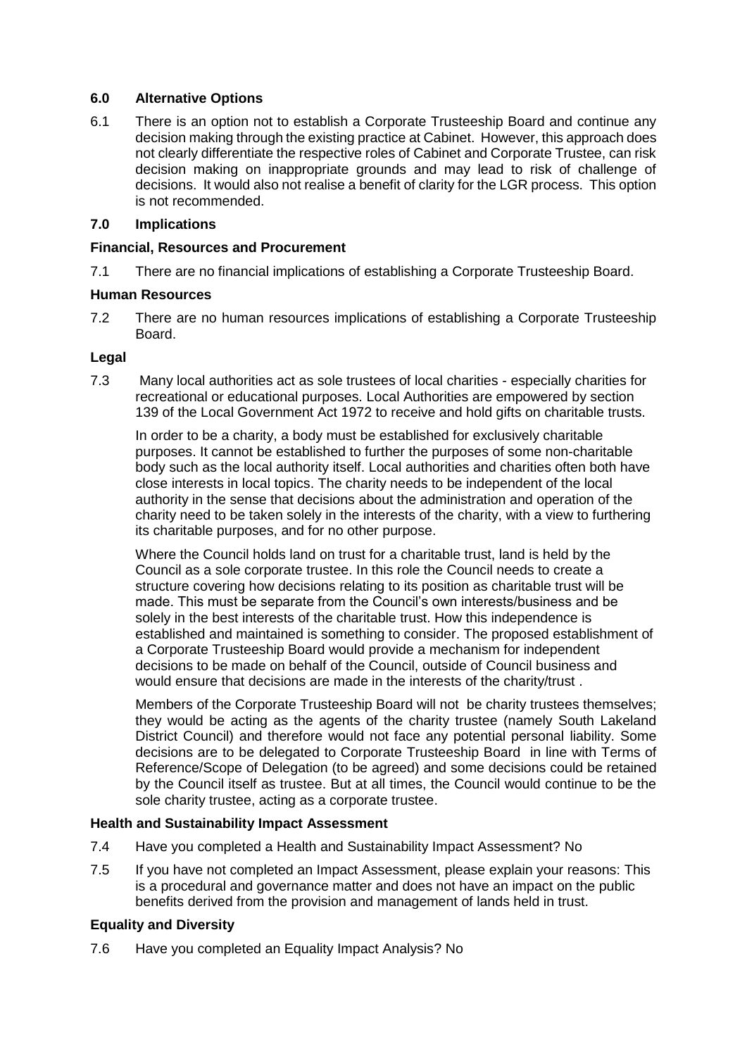## 6.0 Alternative Options

6.1 There is an option not to establish a Corporate Trusteeship Board and continue any decision making through the existing practice at Cabinet. However, this approach does not clearly differentiate the respective roles of Cabinet and Corporate Trustee, can risk decision making on inappropriate grounds and may lead to risk of challenge of decisions. It would also not realise a benefit of clarity for the LGR process. This option is not recommended.

## 7.0 Implications

### Financial, Resources and Procurement

7.1 There are no financial implications of establishing a Corporate Trusteeship Board.

### Human Resources

7.2 There are no human resources implications of establishing a Corporate Trusteeship Board.

### Legal

7.3 Many local authorities act as sole trustees of local charities - especially charities for recreational or educational purposes. Local Authorities are empowered by section 139 of the Local Government Act 1972 to receive and hold gifts on charitable trusts.

In order to be a charity, a body must be established for exclusively charitable purposes. It cannot be established to further the purposes of some non-charitable body such as the local authority itself. Local authorities and charities often both have close interests in local topics. The charity needs to be independent of the local authority in the sense that decisions about the administration and operation of the charity need to be taken solely in the interests of the charity, with a view to furthering its charitable purposes, and for no other purpose.

Where the Council holds land on trust for a charitable trust, land is held by the Council as a sole corporate trustee. In this role the Council needs to create a structure covering how decisions relating to its position as charitable trust will be made. This must be separate from the Council's own interests/business and be solely in the best interests of the charitable trust. How this independence is established and maintained is something to consider. The proposed establishment of a Corporate Trusteeship Board would provide a mechanism for independent decisions to be made on behalf of the Council, outside of Council business and would ensure that decisions are made in the interests of the charity/trust .

Members of the Corporate Trusteeship Board will not be charity trustees themselves; they would be acting as the agents of the charity trustee (namely South Lakeland District Council) and therefore would not face any potential personal liability. Some decisions are to be delegated to Corporate Trusteeship Board in line with Terms of Reference/Scope of Delegation (to be agreed) and some decisions could be retained by the Council itself as trustee. But at all times, the Council would continue to be the sole charity trustee, acting as a corporate trustee.

### Health and Sustainability Impact Assessment

7.4 Have you completed a Health and Sustainability Impact Assessment? No

7.5 If you have not completed an Impact Assessment, please explain your reasons: This is a procedural and governance matter and does not have an impact on the public benefits derived from the provision and management of lands held in trust.

### Equality and Diversity

7.6 Have you completed an Equality Impact Analysis? No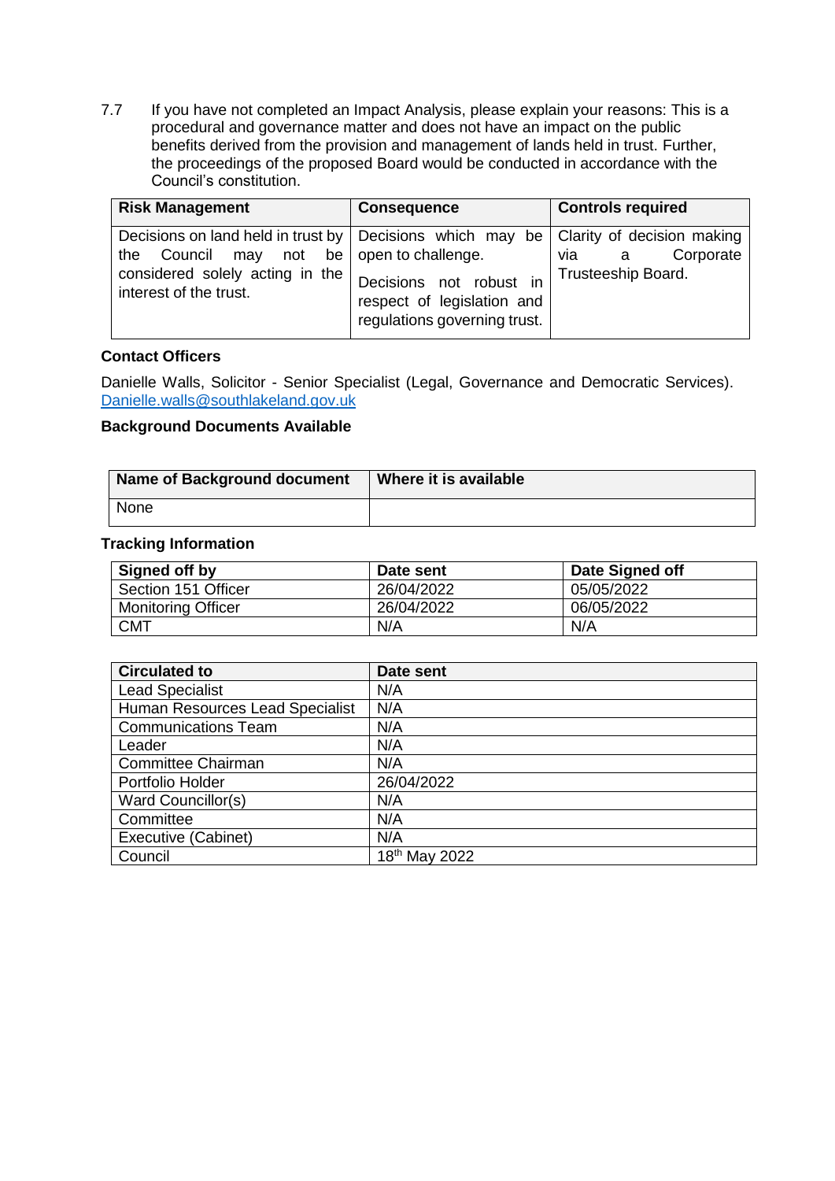7.7 If you have not completed an Impact Analysis, please explain your reasons: This is a procedural and governance matter and does not have an impact on the public benefits derived from the provision and management of lands held in trust. Further, the proceedings of the proposed Board would be conducted in accordance with the Council's constitution.

| Risk Management | Consequence | Controls required |
|---|---|---|
| Decisions on land held in trust by the Council may not be considered solely acting in the interest of the trust. | Decisions which may be open to challenge.<br><br>Decisions not robust in respect of legislation and regulations governing trust. | Clarity of decision making via a Corporate Trusteeship Board. |

**Contact Officers**

Danielle Walls, Solicitor - Senior Specialist (Legal, Governance and Democratic Services). Danielle.walls@southlakeland.gov.uk

**Background Documents Available**

| Name of Background document | Where it is available |
|---|---|
| None | |

**Tracking Information**

| Signed off by | Date sent | Date Signed off |
|---|---|---|
| Section 151 Officer | 26/04/2022 | 05/05/2022 |
| Monitoring Officer | 26/04/2022 | 06/05/2022 |
| CMT | N/A | N/A |

| Circulated to | Date sent |
|---|---|
| Lead Specialist | N/A |
| Human Resources Lead Specialist | N/A |
| Communications Team | N/A |
| Leader | N/A |
| Committee Chairman | N/A |
| Portfolio Holder | 26/04/2022 |
| Ward Councillor(s) | N/A |
| Committee | N/A |
| Executive (Cabinet) | N/A |
| Council | 18th May 2022 |